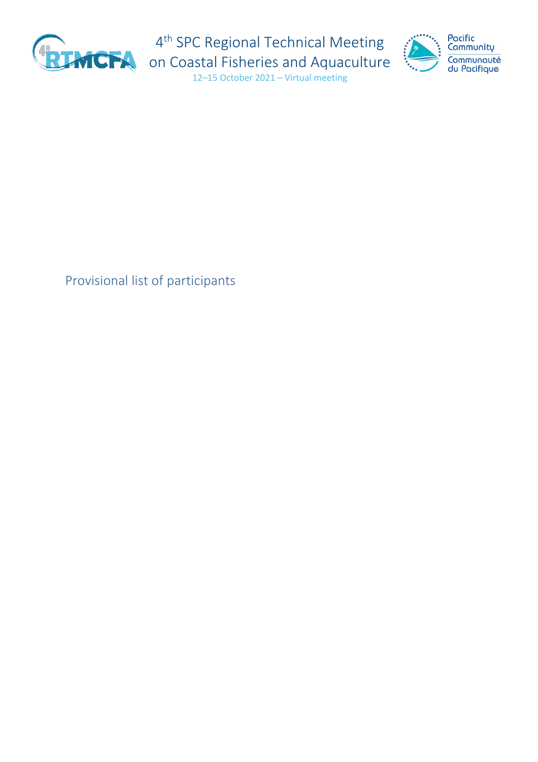# 4th SPC Regional Technical Meeting on Coastal Fisheries and Aquaculture

12–15 October 2021 – Virtual meeting

## Provisional list of participants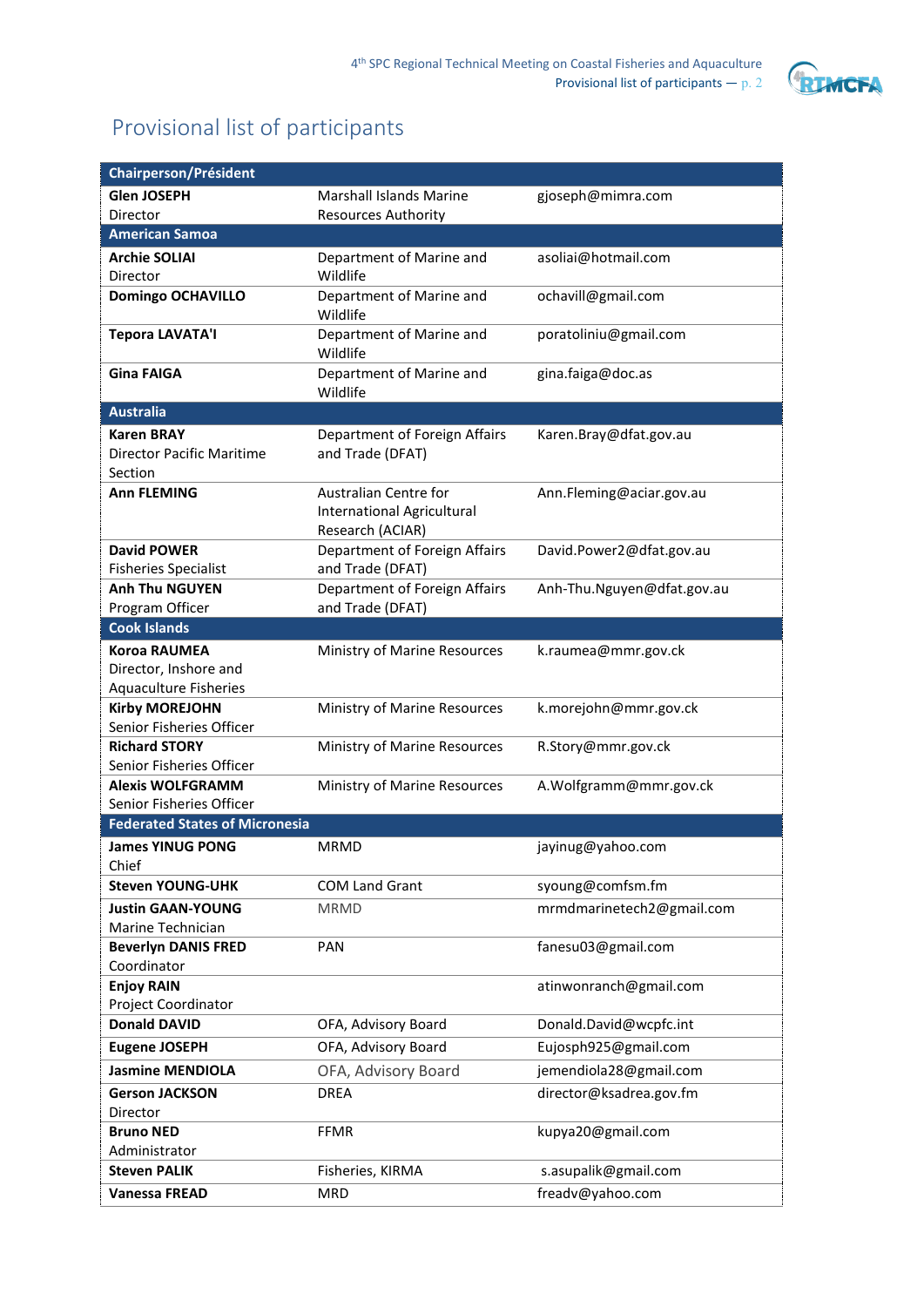# Provisional list of participants

| Chairperson/Président | | |
|---|---|---|
| **Glen JOSEPH** Director | Marshall Islands Marine Resources Authority | gjoseph@mimra.com |
| **American Samoa** | | |
| **Archie SOLIAI** Director | Department of Marine and Wildlife | asoliai@hotmail.com |
| **Domingo OCHAVILLO** | Department of Marine and Wildlife | ochavill@gmail.com |
| **Tepora LAVATA'I** | Department of Marine and Wildlife | poratoliniu@gmail.com |
| **Gina FAIGA** | Department of Marine and Wildlife | gina.faiga@doc.as |
| **Australia** | | |
| **Karen BRAY** Director Pacific Maritime Section | Department of Foreign Affairs and Trade (DFAT) | Karen.Bray@dfat.gov.au |
| **Ann FLEMING** | Australian Centre for International Agricultural Research (ACIAR) | Ann.Fleming@aciar.gov.au |
| **David POWER** Fisheries Specialist | Department of Foreign Affairs and Trade (DFAT) | David.Power2@dfat.gov.au |
| **Anh Thu NGUYEN** Program Officer | Department of Foreign Affairs and Trade (DFAT) | Anh-Thu.Nguyen@dfat.gov.au |
| **Cook Islands** | | |
| **Koroa RAUMEA** Director, Inshore and Aquaculture Fisheries | Ministry of Marine Resources | k.raumea@mmr.gov.ck |
| **Kirby MOREJOHN** Senior Fisheries Officer | Ministry of Marine Resources | k.morejohn@mmr.gov.ck |
| **Richard STORY** Senior Fisheries Officer | Ministry of Marine Resources | R.Story@mmr.gov.ck |
| **Alexis WOLFGRAMM** Senior Fisheries Officer | Ministry of Marine Resources | A.Wolfgramm@mmr.gov.ck |
| **Federated States of Micronesia** | | |
| **James YINUG PONG** Chief | MRMD | jayinug@yahoo.com |
| **Steven YOUNG-UHK** | COM Land Grant | syoung@comfsm.fm |
| **Justin GAAN-YOUNG** Marine Technician | MRMD | mrmdmarinetech2@gmail.com |
| **Beverlyn DANIS FRED** Coordinator | PAN | fanesu03@gmail.com |
| **Enjoy RAIN** Project Coordinator | | atinwonranch@gmail.com |
| **Donald DAVID** | OFA, Advisory Board | Donald.David@wcpfc.int |
| **Eugene JOSEPH** | OFA, Advisory Board | Eujosph925@gmail.com |
| **Jasmine MENDIOLA** | OFA, Advisory Board | jemendiola28@gmail.com |
| **Gerson JACKSON** Director | DREA | director@ksadrea.gov.fm |
| **Bruno NED** Administrator | FFMR | kupya20@gmail.com |
| **Steven PALIK** | Fisheries, KIRMA | s.asupalik@gmail.com |
| **Vanessa FREAD** | MRD | freadv@yahoo.com |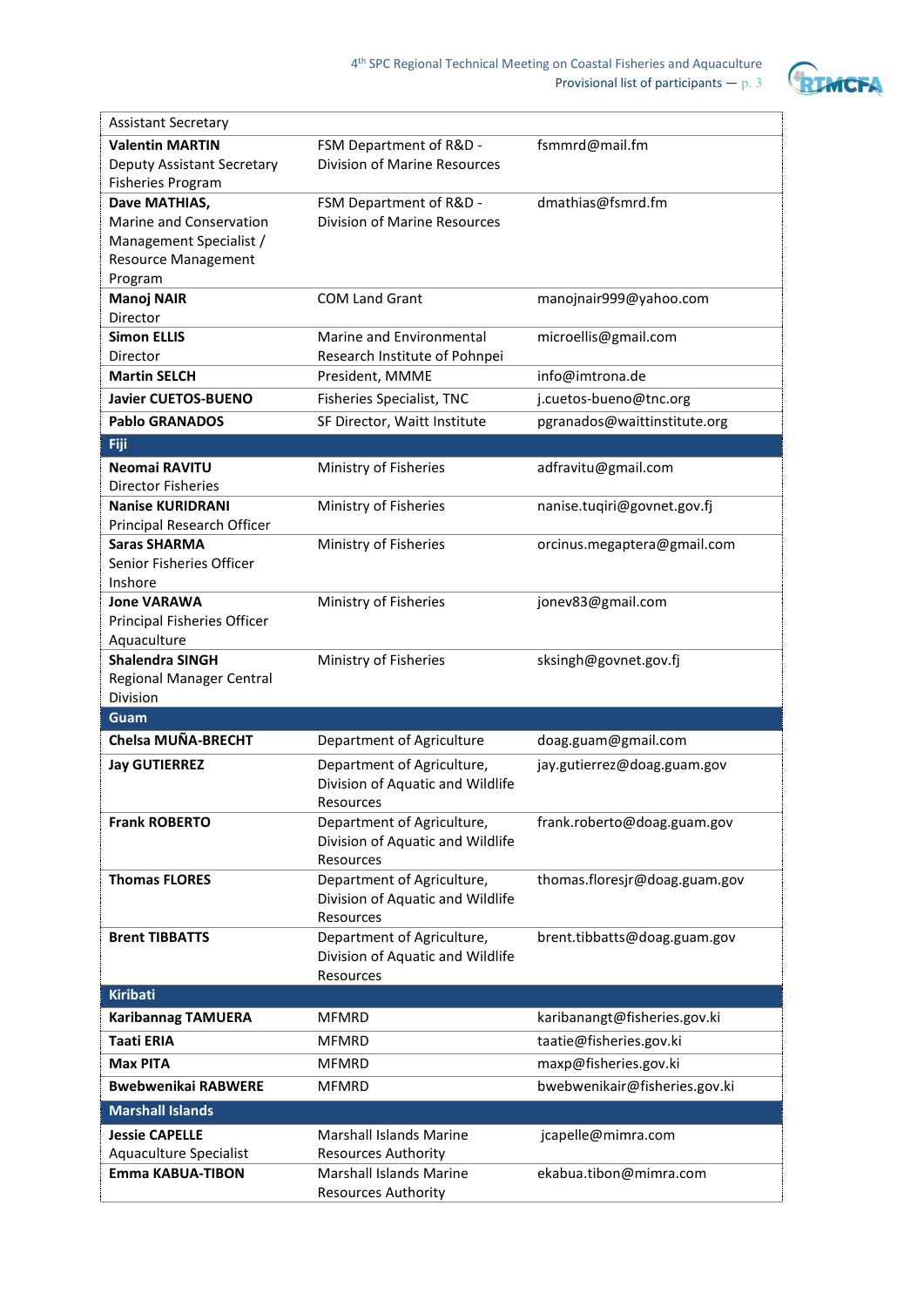| | | |
|---|---|---|
| Assistant Secretary | | |
| **Valentin MARTIN** Deputy Assistant Secretary Fisheries Program | FSM Department of R&D - Division of Marine Resources | fsmmrd@mail.fm |
| **Dave MATHIAS,** Marine and Conservation Management Specialist / Resource Management Program | FSM Department of R&D - Division of Marine Resources | dmathias@fsmrd.fm |
| **Manoj NAIR** Director | COM Land Grant | manojnair999@yahoo.com |
| **Simon ELLIS** Director | Marine and Environmental Research Institute of Pohnpei | microellis@gmail.com |
| **Martin SELCH** | President, MMME | info@imtrona.de |
| **Javier CUETOS-BUENO** | Fisheries Specialist, TNC | j.cuetos-bueno@tnc.org |
| **Pablo GRANADOS** | SF Director, Waitt Institute | pgranados@waittinstitute.org |
| **Fiji** | | |
| **Neomai RAVITU** Director Fisheries | Ministry of Fisheries | adfravitu@gmail.com |
| **Nanise KURIDRANI** Principal Research Officer | Ministry of Fisheries | nanise.tuqiri@govnet.gov.fj |
| **Saras SHARMA** Senior Fisheries Officer Inshore | Ministry of Fisheries | orcinus.megaptera@gmail.com |
| **Jone VARAWA** Principal Fisheries Officer Aquaculture | Ministry of Fisheries | jonev83@gmail.com |
| **Shalendra SINGH** Regional Manager Central Division | Ministry of Fisheries | sksingh@govnet.gov.fj |
| **Guam** | | |
| **Chelsa MUÑA-BRECHT** | Department of Agriculture | doag.guam@gmail.com |
| **Jay GUTIERREZ** | Department of Agriculture, Division of Aquatic and Wildlife Resources | jay.gutierrez@doag.guam.gov |
| **Frank ROBERTO** | Department of Agriculture, Division of Aquatic and Wildlife Resources | frank.roberto@doag.guam.gov |
| **Thomas FLORES** | Department of Agriculture, Division of Aquatic and Wildlife Resources | thomas.floresjr@doag.guam.gov |
| **Brent TIBBATTS** | Department of Agriculture, Division of Aquatic and Wildlife Resources | brent.tibbatts@doag.guam.gov |
| **Kiribati** | | |
| **Karibannag TAMUERA** | MFMRD | karibanangt@fisheries.gov.ki |
| **Taati ERIA** | MFMRD | taatie@fisheries.gov.ki |
| **Max PITA** | MFMRD | maxp@fisheries.gov.ki |
| **Bwebwenikai RABWERE** | MFMRD | bwebwenikair@fisheries.gov.ki |
| **Marshall Islands** | | |
| **Jessie CAPELLE** Aquaculture Specialist | Marshall Islands Marine Resources Authority | jcapelle@mimra.com |
| **Emma KABUA-TIBON** | Marshall Islands Marine Resources Authority | ekabua.tibon@mimra.com |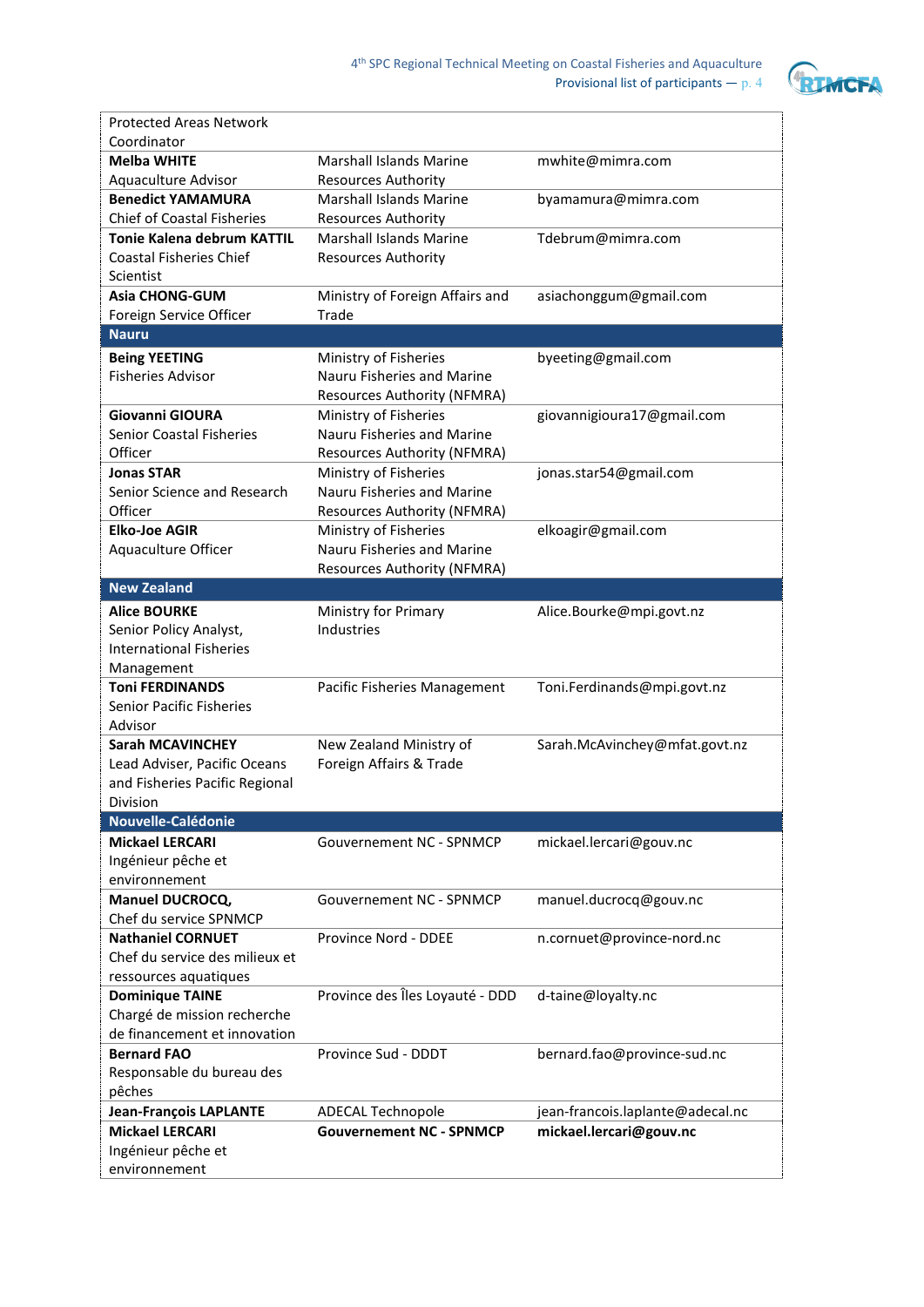| | | |
|---|---|---|
| Protected Areas Network Coordinator | | |
| **Melba WHITE** Aquaculture Advisor | Marshall Islands Marine Resources Authority | mwhite@mimra.com |
| **Benedict YAMAMURA** Chief of Coastal Fisheries | Marshall Islands Marine Resources Authority | byamamura@mimra.com |
| **Tonie Kalena debrum KATTIL** Coastal Fisheries Chief Scientist | Marshall Islands Marine Resources Authority | Tdebrum@mimra.com |
| **Asia CHONG-GUM** Foreign Service Officer | Ministry of Foreign Affairs and Trade | asiachonggum@gmail.com |
| **Nauru** | | |
| **Being YEETING** Fisheries Advisor | Ministry of Fisheries Nauru Fisheries and Marine Resources Authority (NFMRA) | byeeting@gmail.com |
| **Giovanni GIOURA** Senior Coastal Fisheries Officer | Ministry of Fisheries Nauru Fisheries and Marine Resources Authority (NFMRA) | giovannigioura17@gmail.com |
| **Jonas STAR** Senior Science and Research Officer | Ministry of Fisheries Nauru Fisheries and Marine Resources Authority (NFMRA) | jonas.star54@gmail.com |
| **Elko-Joe AGIR** Aquaculture Officer | Ministry of Fisheries Nauru Fisheries and Marine Resources Authority (NFMRA) | elkoagir@gmail.com |
| **New Zealand** | | |
| **Alice BOURKE** Senior Policy Analyst, International Fisheries Management | Ministry for Primary Industries | Alice.Bourke@mpi.govt.nz |
| **Toni FERDINANDS** Senior Pacific Fisheries Advisor | Pacific Fisheries Management | Toni.Ferdinands@mpi.govt.nz |
| **Sarah MCAVINCHEY** Lead Adviser, Pacific Oceans and Fisheries Pacific Regional Division | New Zealand Ministry of Foreign Affairs & Trade | Sarah.McAvinchey@mfat.govt.nz |
| **Nouvelle-Calédonie** | | |
| **Mickael LERCARI** Ingénieur pêche et environnement | Gouvernement NC - SPNMCP | mickael.lercari@gouv.nc |
| **Manuel DUCROCQ,** Chef du service SPNMCP | Gouvernement NC - SPNMCP | manuel.ducrocq@gouv.nc |
| **Nathaniel CORNUET** Chef du service des milieux et ressources aquatiques | Province Nord - DDEE | n.cornuet@province-nord.nc |
| **Dominique TAINE** Chargé de mission recherche de financement et innovation | Province des Îles Loyauté - DDD | d-taine@loyalty.nc |
| **Bernard FAO** Responsable du bureau des pêches | Province Sud - DDDT | bernard.fao@province-sud.nc |
| **Jean-François LAPLANTE** | ADECAL Technopole | jean-francois.laplante@adecal.nc |
| **Mickael LERCARI** Ingénieur pêche et environnement | **Gouvernement NC - SPNMCP** | **mickael.lercari@gouv.nc** |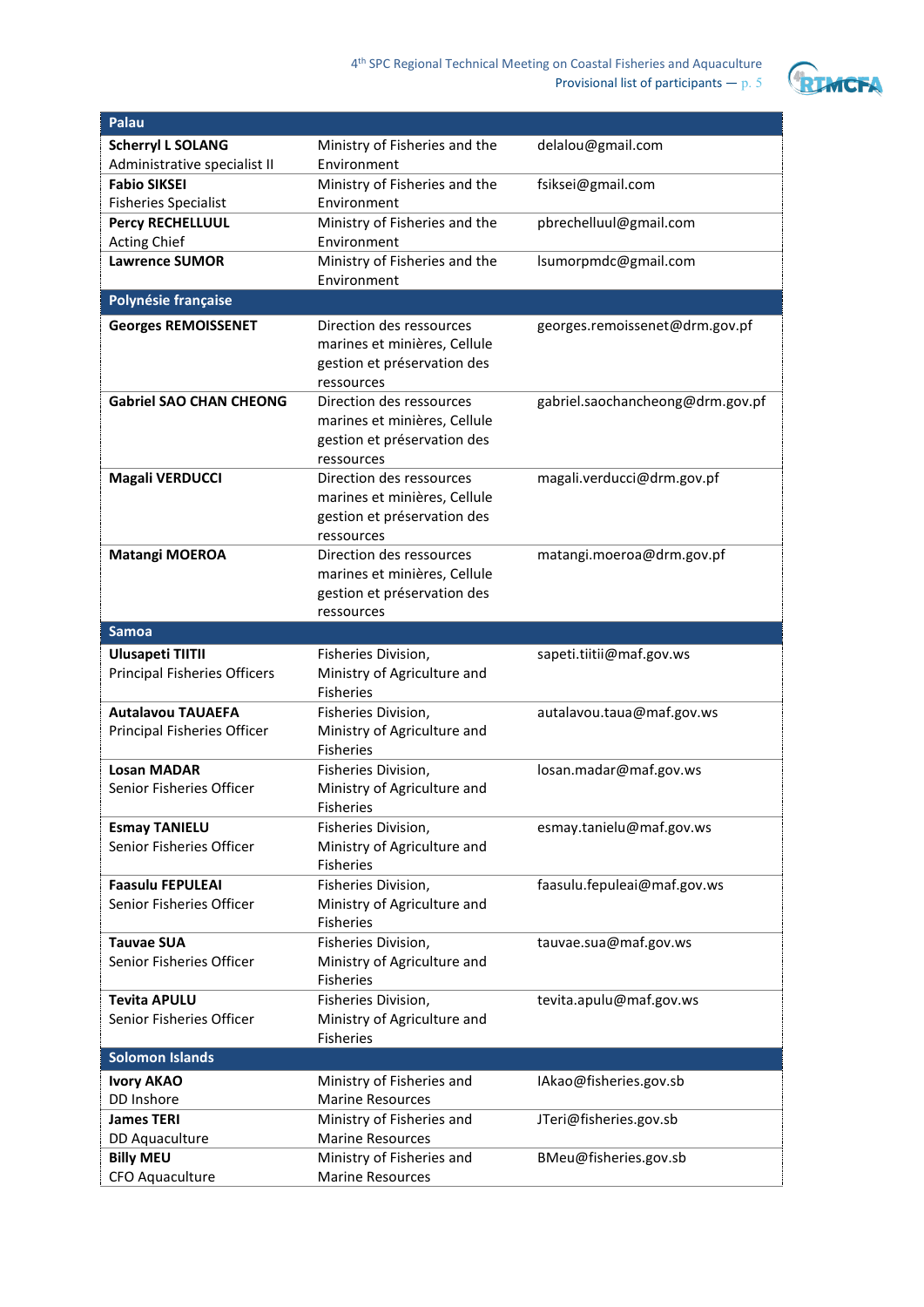| Palau | | |
|---|---|---|
| **Scherryl L SOLANG**<br>Administrative specialist II | Ministry of Fisheries and the Environment | delalou@gmail.com |
| **Fabio SIKSEI**<br>Fisheries Specialist | Ministry of Fisheries and the Environment | fsiksei@gmail.com |
| **Percy RECHELLUUL**<br>Acting Chief | Ministry of Fisheries and the Environment | pbrechelluul@gmail.com |
| **Lawrence SUMOR** | Ministry of Fisheries and the Environment | lsumorpmdc@gmail.com |
| **Polynésie française** | | |
| **Georges REMOISSENET** | Direction des ressources marines et minières, Cellule gestion et préservation des ressources | georges.remoissenet@drm.gov.pf |
| **Gabriel SAO CHAN CHEONG** | Direction des ressources marines et minières, Cellule gestion et préservation des ressources | gabriel.saochancheong@drm.gov.pf |
| **Magali VERDUCCI** | Direction des ressources marines et minières, Cellule gestion et préservation des ressources | magali.verducci@drm.gov.pf |
| **Matangi MOEROA** | Direction des ressources marines et minières, Cellule gestion et préservation des ressources | matangi.moeroa@drm.gov.pf |
| **Samoa** | | |
| **Ulusapeti TIITII**<br>Principal Fisheries Officers | Fisheries Division, Ministry of Agriculture and Fisheries | sapeti.tiitii@maf.gov.ws |
| **Autalavou TAUAEFA**<br>Principal Fisheries Officer | Fisheries Division, Ministry of Agriculture and Fisheries | autalavou.taua@maf.gov.ws |
| **Losan MADAR**<br>Senior Fisheries Officer | Fisheries Division, Ministry of Agriculture and Fisheries | losan.madar@maf.gov.ws |
| **Esmay TANIELU**<br>Senior Fisheries Officer | Fisheries Division, Ministry of Agriculture and Fisheries | esmay.tanielu@maf.gov.ws |
| **Faasulu FEPULEAI**<br>Senior Fisheries Officer | Fisheries Division, Ministry of Agriculture and Fisheries | faasulu.fepuleai@maf.gov.ws |
| **Tauvae SUA**<br>Senior Fisheries Officer | Fisheries Division, Ministry of Agriculture and Fisheries | tauvae.sua@maf.gov.ws |
| **Tevita APULU**<br>Senior Fisheries Officer | Fisheries Division, Ministry of Agriculture and Fisheries | tevita.apulu@maf.gov.ws |
| **Solomon Islands** | | |
| **Ivory AKAO**<br>DD Inshore | Ministry of Fisheries and Marine Resources | IAkao@fisheries.gov.sb |
| **James TERI**<br>DD Aquaculture | Ministry of Fisheries and Marine Resources | JTeri@fisheries.gov.sb |
| **Billy MEU**<br>CFO Aquaculture | Ministry of Fisheries and Marine Resources | BMeu@fisheries.gov.sb |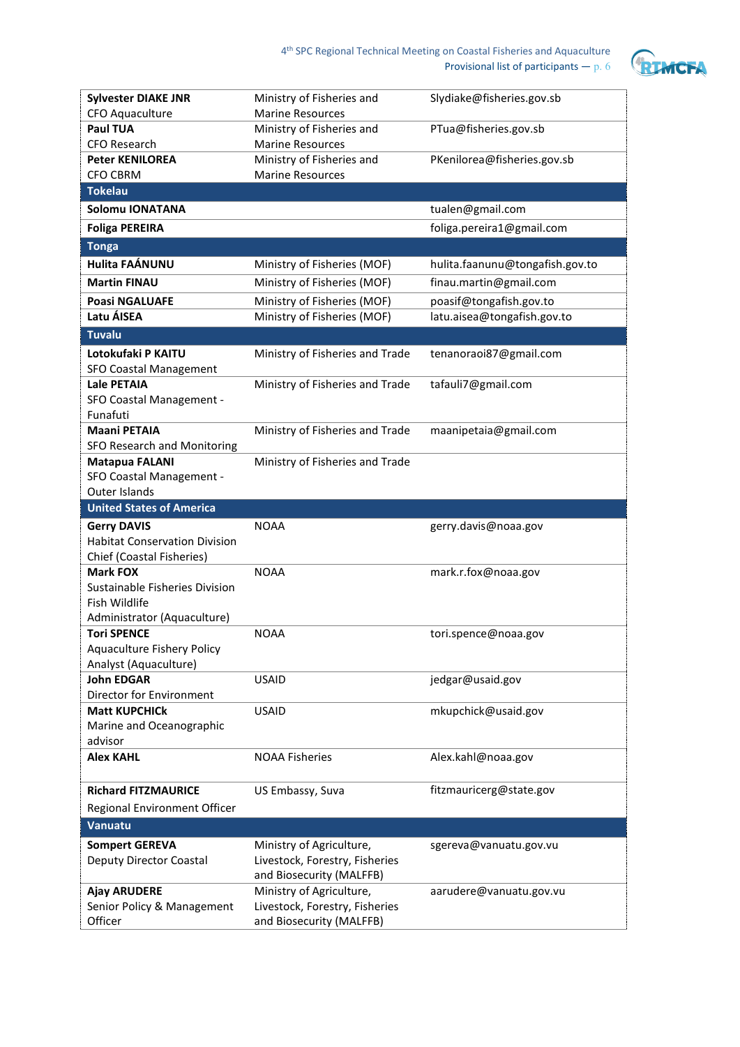| | | |
|---|---|---|
| **Sylvester DIAKE JNR**<br>CFO Aquaculture | Ministry of Fisheries and Marine Resources | Slydiake@fisheries.gov.sb |
| **Paul TUA**<br>CFO Research | Ministry of Fisheries and Marine Resources | PTua@fisheries.gov.sb |
| **Peter KENILOREA**<br>CFO CBRM | Ministry of Fisheries and Marine Resources | PKenilorea@fisheries.gov.sb |
| **Tokelau** | | |
| **Solomu IONATANA** | | tualen@gmail.com |
| **Foliga PEREIRA** | | foliga.pereira1@gmail.com |
| **Tonga** | | |
| **Hulita FAÁNUNU** | Ministry of Fisheries (MOF) | hulita.faanunu@tongafish.gov.to |
| **Martin FINAU** | Ministry of Fisheries (MOF) | finau.martin@gmail.com |
| **Poasi NGALUAFE** | Ministry of Fisheries (MOF) | poasif@tongafish.gov.to |
| **Latu ÁISEA** | Ministry of Fisheries (MOF) | latu.aisea@tongafish.gov.to |
| **Tuvalu** | | |
| **Lotokufaki P KAITU**<br>SFO Coastal Management | Ministry of Fisheries and Trade | tenanoraoi87@gmail.com |
| **Lale PETAIA**<br>SFO Coastal Management - Funafuti | Ministry of Fisheries and Trade | tafauli7@gmail.com |
| **Maani PETAIA**<br>SFO Research and Monitoring | Ministry of Fisheries and Trade | maanipetaia@gmail.com |
| **Matapua FALANI**<br>SFO Coastal Management - Outer Islands | Ministry of Fisheries and Trade | |
| **United States of America** | | |
| **Gerry DAVIS**<br>Habitat Conservation Division Chief (Coastal Fisheries) | NOAA | gerry.davis@noaa.gov |
| **Mark FOX**<br>Sustainable Fisheries Division Fish Wildlife Administrator (Aquaculture) | NOAA | mark.r.fox@noaa.gov |
| **Tori SPENCE**<br>Aquaculture Fishery Policy Analyst (Aquaculture) | NOAA | tori.spence@noaa.gov |
| **John EDGAR**<br>Director for Environment | USAID | jedgar@usaid.gov |
| **Matt KUPCHICk**<br>Marine and Oceanographic advisor | USAID | mkupchick@usaid.gov |
| **Alex KAHL** | NOAA Fisheries | Alex.kahl@noaa.gov |
| **Richard FITZMAURICE**<br>Regional Environment Officer | US Embassy, Suva | fitzmauricerg@state.gov |
| **Vanuatu** | | |
| **Sompert GEREVA**<br>Deputy Director Coastal | Ministry of Agriculture, Livestock, Forestry, Fisheries and Biosecurity (MALFFB) | sgereva@vanuatu.gov.vu |
| **Ajay ARUDERE**<br>Senior Policy & Management Officer | Ministry of Agriculture, Livestock, Forestry, Fisheries and Biosecurity (MALFFB) | aarudere@vanuatu.gov.vu |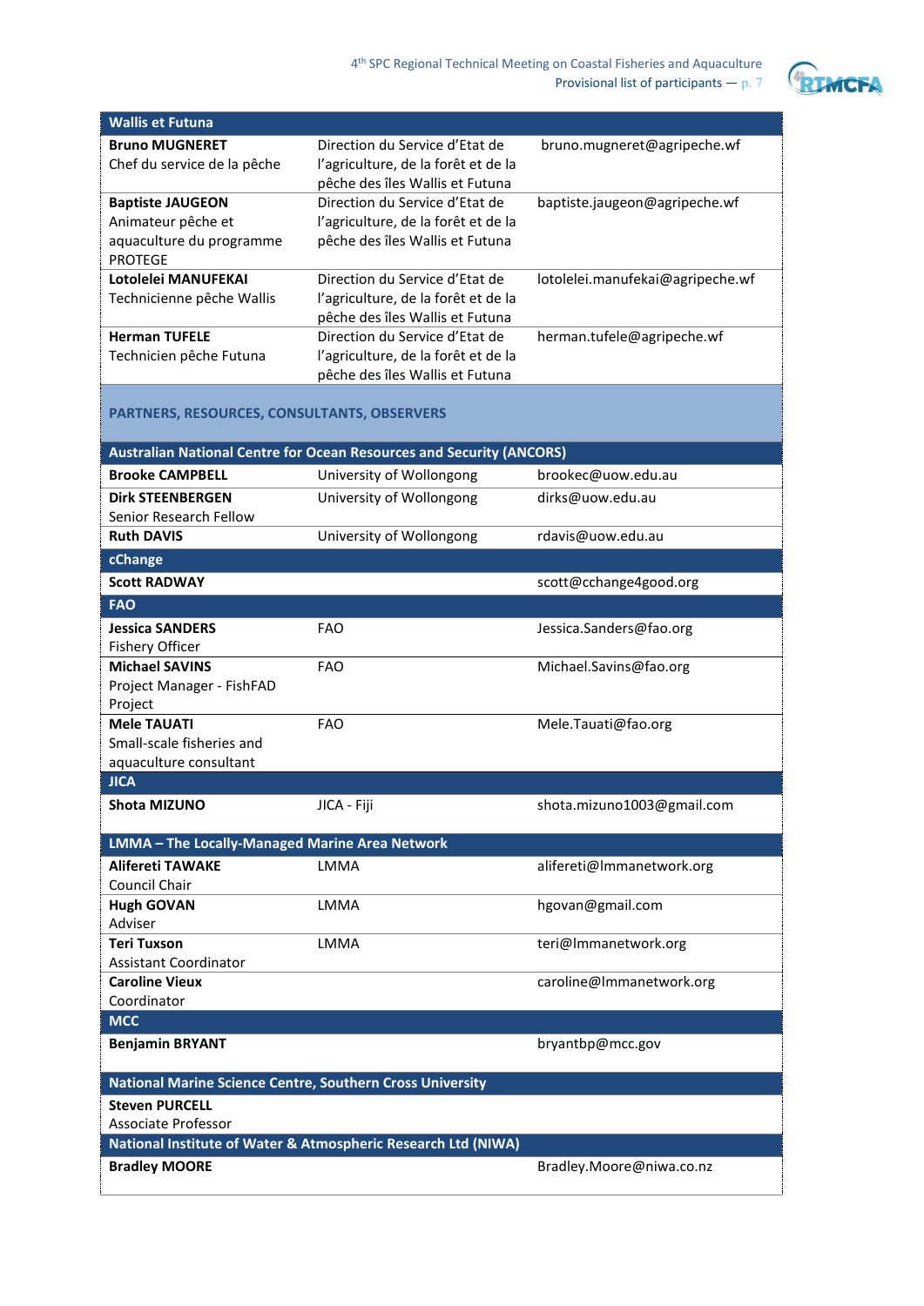| Wallis et Futuna | | |
|---|---|---|
| **Bruno MUGNERET**<br>Chef du service de la pêche | Direction du Service d'Etat de l'agriculture, de la forêt et de la pêche des îles Wallis et Futuna | bruno.mugneret@agripeche.wf |
| **Baptiste JAUGEON**<br>Animateur pêche et aquaculture du programme PROTEGE | Direction du Service d'Etat de l'agriculture, de la forêt et de la pêche des îles Wallis et Futuna | baptiste.jaugeon@agripeche.wf |
| **Lotolelei MANUFEKAI**<br>Technicienne pêche Wallis | Direction du Service d'Etat de l'agriculture, de la forêt et de la pêche des îles Wallis et Futuna | lotolelei.manufekai@agripeche.wf |
| **Herman TUFELE**<br>Technicien pêche Futuna | Direction du Service d'Etat de l'agriculture, de la forêt et de la pêche des îles Wallis et Futuna | herman.tufele@agripeche.wf |

## PARTNERS, RESOURCES, CONSULTANTS, OBSERVERS

| Australian National Centre for Ocean Resources and Security (ANCORS) | | |
|---|---|---|
| **Brooke CAMPBELL** | University of Wollongong | brookec@uow.edu.au |
| **Dirk STEENBERGEN**<br>Senior Research Fellow | University of Wollongong | dirks@uow.edu.au |
| **Ruth DAVIS** | University of Wollongong | rdavis@uow.edu.au |
| **cChange** | | |
| **Scott RADWAY** | | scott@cchange4good.org |
| **FAO** | | |
| **Jessica SANDERS**<br>Fishery Officer | FAO | Jessica.Sanders@fao.org |
| **Michael SAVINS**<br>Project Manager - FishFAD Project | FAO | Michael.Savins@fao.org |
| **Mele TAUATI**<br>Small-scale fisheries and aquaculture consultant | FAO | Mele.Tauati@fao.org |
| **JICA** | | |
| **Shota MIZUNO** | JICA - Fiji | shota.mizuno1003@gmail.com |
| **LMMA – The Locally-Managed Marine Area Network** | | |
| **Alifereti TAWAKE**<br>Council Chair | LMMA | alifereti@lmmanetwork.org |
| **Hugh GOVAN**<br>Adviser | LMMA | hgovan@gmail.com |
| **Teri Tuxson**<br>Assistant Coordinator | LMMA | teri@lmmanetwork.org |
| **Caroline Vieux**<br>Coordinator | | caroline@lmmanetwork.org |
| **MCC** | | |
| **Benjamin BRYANT** | | bryantbp@mcc.gov |
| **National Marine Science Centre, Southern Cross University** | | |
| **Steven PURCELL**<br>Associate Professor | | |
| **National Institute of Water & Atmospheric Research Ltd (NIWA)** | | |
| **Bradley MOORE** | | Bradley.Moore@niwa.co.nz |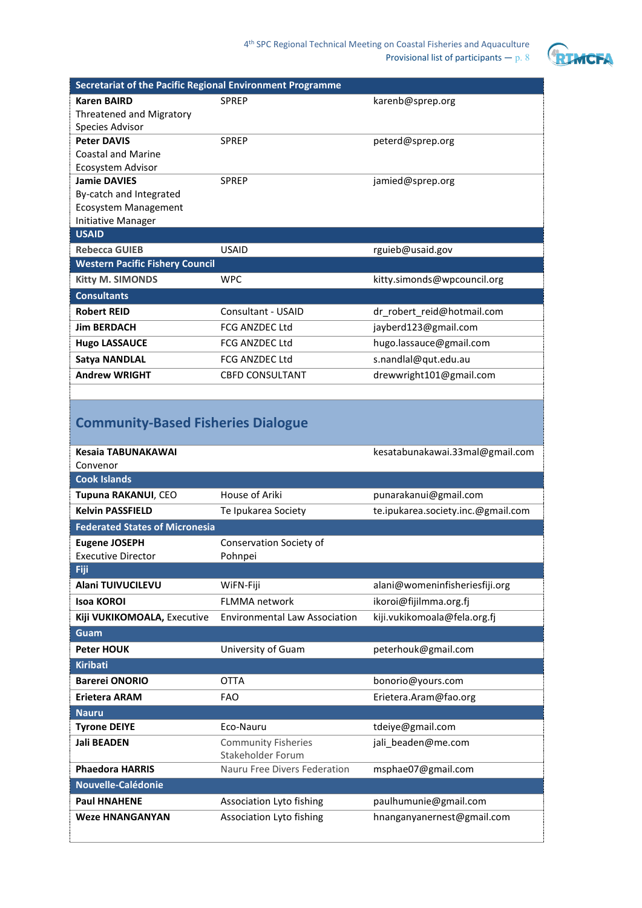| Secretariat of the Pacific Regional Environment Programme | | |
|---|---|---|
| **Karen BAIRD** Threatened and Migratory Species Advisor | SPREP | karenb@sprep.org |
| **Peter DAVIS** Coastal and Marine Ecosystem Advisor | SPREP | peterd@sprep.org |
| **Jamie DAVIES** By-catch and Integrated Ecosystem Management Initiative Manager | SPREP | jamied@sprep.org |
| **USAID** | | |
| **Rebecca GUIEB** | USAID | rguieb@usaid.gov |
| **Western Pacific Fishery Council** | | |
| **Kitty M. SIMONDS** | WPC | kitty.simonds@wpcouncil.org |
| **Consultants** | | |
| **Robert REID** | Consultant - USAID | dr_robert_reid@hotmail.com |
| **Jim BERDACH** | FCG ANZDEC Ltd | jayberd123@gmail.com |
| **Hugo LASSAUCE** | FCG ANZDEC Ltd | hugo.lassauce@gmail.com |
| **Satya NANDLAL** | FCG ANZDEC Ltd | s.nandlal@qut.edu.au |
| **Andrew WRIGHT** | CBFD CONSULTANT | drewwright101@gmail.com |

## Community-Based Fisheries Dialogue

| | | |
|---|---|---|
| **Kesaia TABUNAKAWAI** Convenor | | kesatabunakawai.33mal@gmail.com |
| **Cook Islands** | | |
| **Tupuna RAKANUI**, CEO | House of Ariki | punarakanui@gmail.com |
| **Kelvin PASSFIELD** | Te Ipukarea Society | te.ipukarea.society.inc.@gmail.com |
| **Federated States of Micronesia** | | |
| **Eugene JOSEPH** Executive Director | Conservation Society of Pohnpei | |
| **Fiji** | | |
| **Alani TUIVUCILEVU** | WiFN-Fiji | alani@womeninfisheriesfiji.org |
| **Isoa KOROI** | FLMMA network | ikoroi@fijilmma.org.fj |
| **Kiji VUKIKOMOALA,** Executive | Environmental Law Association | kiji.vukikomoala@fela.org.fj |
| **Guam** | | |
| **Peter HOUK** | University of Guam | peterhouk@gmail.com |
| **Kiribati** | | |
| **Barerei ONORIO** | OTTA | bonorio@yours.com |
| **Erietera ARAM** | FAO | Erietera.Aram@fao.org |
| **Nauru** | | |
| **Tyrone DEIYE** | Eco-Nauru | tdeiye@gmail.com |
| **Jali BEADEN** | Community Fisheries Stakeholder Forum | jali_beaden@me.com |
| **Phaedora HARRIS** | Nauru Free Divers Federation | msphae07@gmail.com |
| **Nouvelle-Calédonie** | | |
| **Paul HNAHENE** | Association Lyto fishing | paulhumunie@gmail.com |
| **Weze HNANGANYAN** | Association Lyto fishing | hnanganyanernest@gmail.com |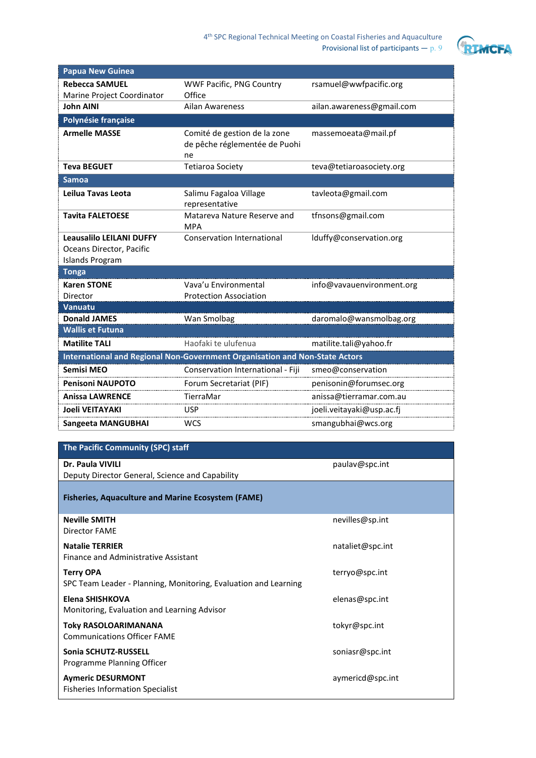| Papua New Guinea | | |
|---|---|---|
| **Rebecca SAMUEL** Marine Project Coordinator | WWF Pacific, PNG Country Office | rsamuel@wwfpacific.org |
| **John AINI** | Ailan Awareness | ailan.awareness@gmail.com |
| **Polynésie française** | | |
| **Armelle MASSE** | Comité de gestion de la zone de pêche réglementée de Puohine | massemoeata@mail.pf |
| **Teva BEGUET** | Tetiaroa Society | teva@tetiaroasociety.org |
| **Samoa** | | |
| **Leilua Tavas Leota** | Salimu Fagaloa Village representative | tavleota@gmail.com |
| **Tavita FALETOESE** | Matareva Nature Reserve and MPA | tfnsons@gmail.com |
| **Leausalilo LEILANI DUFFY** Oceans Director, Pacific Islands Program | Conservation International | lduffy@conservation.org |
| **Tonga** | | |
| **Karen STONE** Director | Vava'u Environmental Protection Association | info@vavauenvironment.org |
| **Vanuatu** | | |
| **Donald JAMES** | Wan Smolbag | daromalo@wansmolbag.org |
| **Wallis et Futuna** | | |
| **Matilite TALI** | Haofaki te ulufenua | matilite.tali@yahoo.fr |
| **International and Regional Non-Government Organisation and Non-State Actors** | | |
| **Semisi MEO** | Conservation International - Fiji | smeo@conservation |
| **Penisoni NAUPOTO** | Forum Secretariat (PIF) | penisonin@forumsec.org |
| **Anissa LAWRENCE** | TierraMar | anissa@tierramar.com.au |
| **Joeli VEITAYAKI** | USP | joeli.veitayaki@usp.ac.fj |
| **Sangeeta MANGUBHAI** | WCS | smangubhai@wcs.org |

| The Pacific Community (SPC) staff | |
|---|---|
| **Dr. Paula VIVILI** Deputy Director General, Science and Capability | paulav@spc.int |
| **Fisheries, Aquaculture and Marine Ecosystem (FAME)** | |
| **Neville SMITH** Director FAME | nevilles@sp.int |
| **Natalie TERRIER** Finance and Administrative Assistant | nataliet@spc.int |
| **Terry OPA** SPC Team Leader - Planning, Monitoring, Evaluation and Learning | terryo@spc.int |
| **Elena SHISHKOVA** Monitoring, Evaluation and Learning Advisor | elenas@spc.int |
| **Toky RASOLOARIMANANA** Communications Officer FAME | tokyr@spc.int |
| **Sonia SCHUTZ-RUSSELL** Programme Planning Officer | soniasr@spc.int |
| **Aymeric DESURMONT** Fisheries Information Specialist | aymericd@spc.int |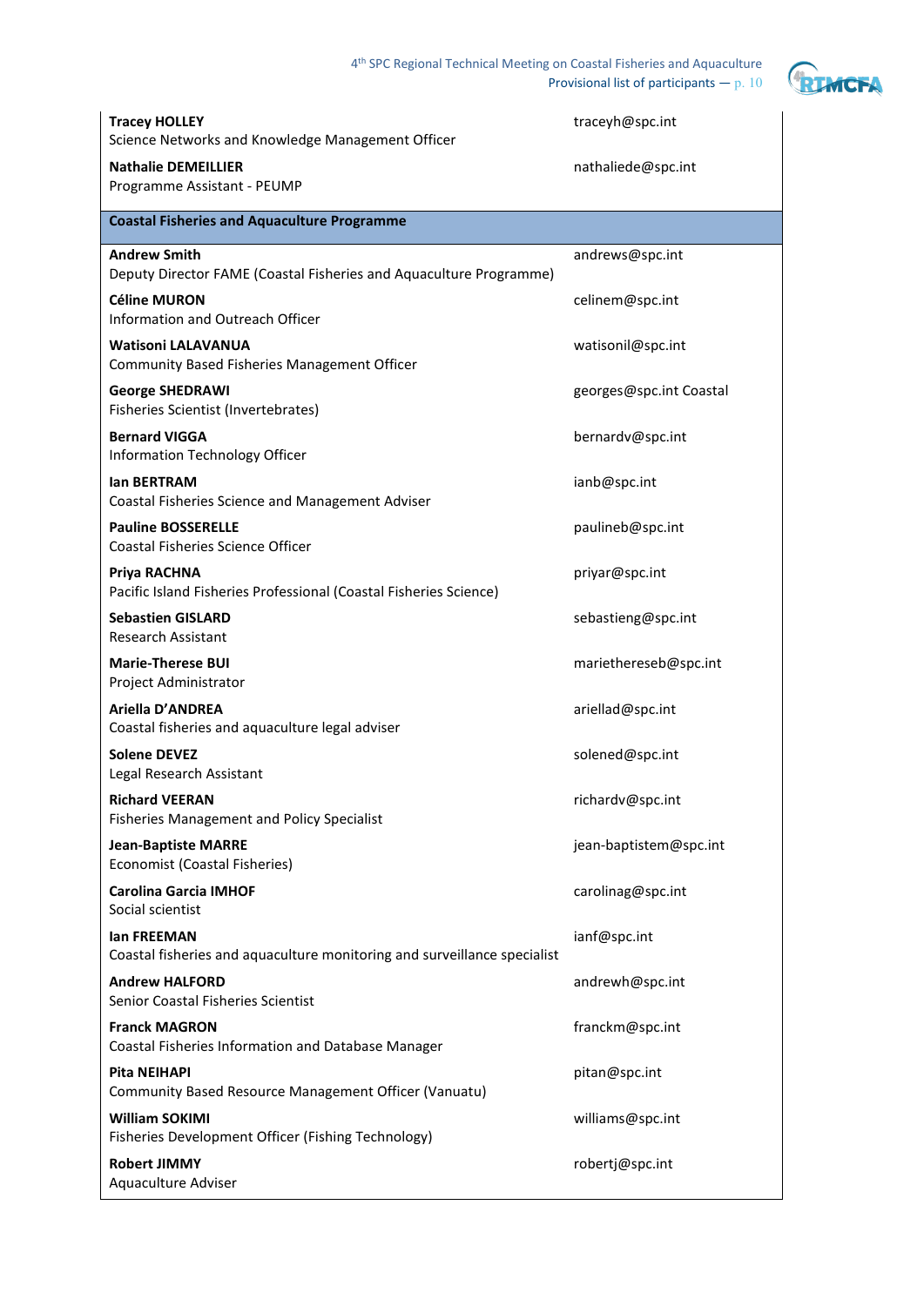**Tracey HOLLEY**
Science Networks and Knowledge Management Officer
traceyh@spc.int

**Nathalie DEMEILLIER**
Programme Assistant - PEUMP
nathaliede@spc.int

## Coastal Fisheries and Aquaculture Programme

**Andrew Smith**
Deputy Director FAME (Coastal Fisheries and Aquaculture Programme)
andrews@spc.int

**Céline MURON**
Information and Outreach Officer
celinem@spc.int

**Watisoni LALAVANUA**
Community Based Fisheries Management Officer
watisonil@spc.int

**George SHEDRAWI**
Fisheries Scientist (Invertebrates)
georges@spc.int Coastal

**Bernard VIGGA**
Information Technology Officer
bernardv@spc.int

**Ian BERTRAM**
Coastal Fisheries Science and Management Adviser
ianb@spc.int

**Pauline BOSSERELLE**
Coastal Fisheries Science Officer
paulineb@spc.int

**Priya RACHNA**
Pacific Island Fisheries Professional (Coastal Fisheries Science)
priyar@spc.int

**Sebastien GISLARD**
Research Assistant
sebastieng@spc.int

**Marie-Therese BUI**
Project Administrator
mariethereseb@spc.int

**Ariella D'ANDREA**
Coastal fisheries and aquaculture legal adviser
ariellad@spc.int

**Solene DEVEZ**
Legal Research Assistant
solened@spc.int

**Richard VEERAN**
Fisheries Management and Policy Specialist
richardv@spc.int

**Jean-Baptiste MARRE**
Economist (Coastal Fisheries)
jean-baptistem@spc.int

**Carolina Garcia IMHOF**
Social scientist
carolinag@spc.int

**Ian FREEMAN**
Coastal fisheries and aquaculture monitoring and surveillance specialist
ianf@spc.int

**Andrew HALFORD**
Senior Coastal Fisheries Scientist
andrewh@spc.int

**Franck MAGRON**
Coastal Fisheries Information and Database Manager
franckm@spc.int

**Pita NEIHAPI**
Community Based Resource Management Officer (Vanuatu)
pitan@spc.int

**William SOKIMI**
Fisheries Development Officer (Fishing Technology)
williams@spc.int

**Robert JIMMY**
Aquaculture Adviser
robertj@spc.int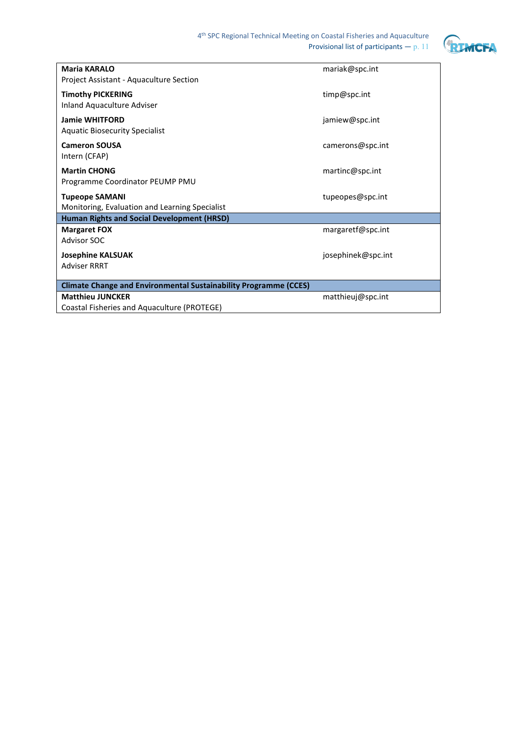| | |
|---|---|
| **Maria KARALO**<br>Project Assistant - Aquaculture Section | mariak@spc.int |
| **Timothy PICKERING**<br>Inland Aquaculture Adviser | timp@spc.int |
| **Jamie WHITFORD**<br>Aquatic Biosecurity Specialist | jamiew@spc.int |
| **Cameron SOUSA**<br>Intern (CFAP) | camerons@spc.int |
| **Martin CHONG**<br>Programme Coordinator PEUMP PMU | martinc@spc.int |
| **Tupeope SAMANI**<br>Monitoring, Evaluation and Learning Specialist | tupeopes@spc.int |
| **Human Rights and Social Development (HRSD)** | |
| **Margaret FOX**<br>Advisor SOC | margaretf@spc.int |
| **Josephine KALSUAK**<br>Adviser RRRT | josephinek@spc.int |
| **Climate Change and Environmental Sustainability Programme (CCES)** | |
| **Matthieu JUNCKER**<br>Coastal Fisheries and Aquaculture (PROTEGE) | matthieuj@spc.int |